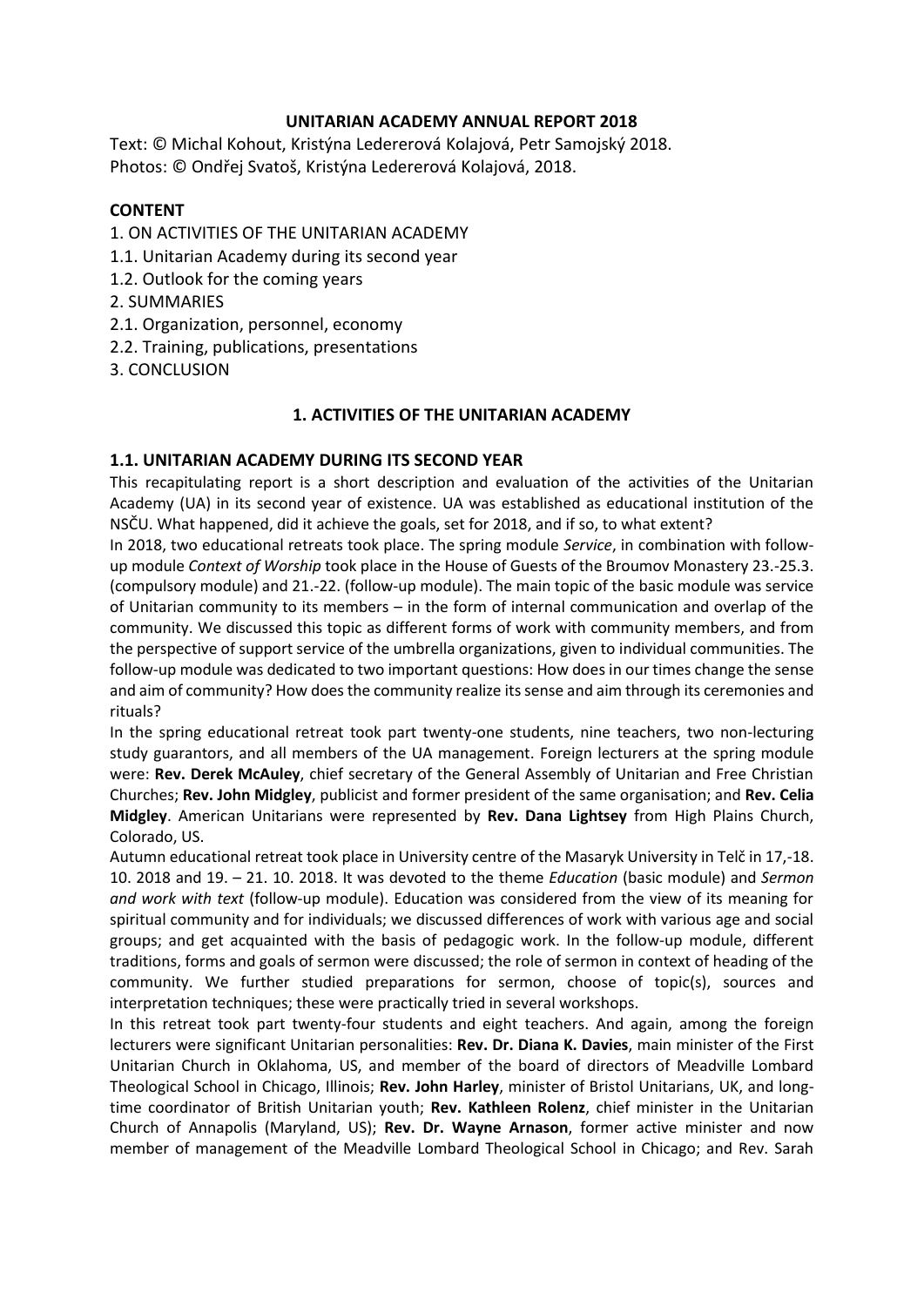**UNITARIAN ACADEMY ANNUAL REPORT 2018**

Text: © Michal Kohout, Kristýna Ledererová Kolajová, Petr Samojský 2018.
Photos: © Ondřej Svatoš, Kristýna Ledererová Kolajová, 2018.

**CONTENT**

1. ON ACTIVITIES OF THE UNITARIAN ACADEMY
1.1. Unitarian Academy during its second year
1.2. Outlook for the coming years
2. SUMMARIES
2.1. Organization, personnel, economy
2.2. Training, publications, presentations
3. CONCLUSION

# 1. ACTIVITIES OF THE UNITARIAN ACADEMY

## 1.1. UNITARIAN ACADEMY DURING ITS SECOND YEAR

This recapitulating report is a short description and evaluation of the activities of the Unitarian Academy (UA) in its second year of existence. UA was established as educational institution of the NSČU. What happened, did it achieve the goals, set for 2018, and if so, to what extent?

In 2018, two educational retreats took place. The spring module *Service*, in combination with follow-up module *Context of Worship* took place in the House of Guests of the Broumov Monastery 23.-25.3. (compulsory module) and 21.-22. (follow-up module). The main topic of the basic module was service of Unitarian community to its members – in the form of internal communication and overlap of the community. We discussed this topic as different forms of work with community members, and from the perspective of support service of the umbrella organizations, given to individual communities. The follow-up module was dedicated to two important questions: How does in our times change the sense and aim of community? How does the community realize its sense and aim through its ceremonies and rituals?

In the spring educational retreat took part twenty-one students, nine teachers, two non-lecturing study guarantors, and all members of the UA management. Foreign lecturers at the spring module were: **Rev. Derek McAuley**, chief secretary of the General Assembly of Unitarian and Free Christian Churches; **Rev. John Midgley**, publicist and former president of the same organisation; and **Rev. Celia Midgley**. American Unitarians were represented by **Rev. Dana Lightsey** from High Plains Church, Colorado, US.

Autumn educational retreat took place in University centre of the Masaryk University in Telč in 17,-18. 10. 2018 and 19. – 21. 10. 2018. It was devoted to the theme *Education* (basic module) and *Sermon and work with text* (follow-up module). Education was considered from the view of its meaning for spiritual community and for individuals; we discussed differences of work with various age and social groups; and get acquainted with the basis of pedagogic work. In the follow-up module, different traditions, forms and goals of sermon were discussed; the role of sermon in context of heading of the community. We further studied preparations for sermon, choose of topic(s), sources and interpretation techniques; these were practically tried in several workshops.

In this retreat took part twenty-four students and eight teachers. And again, among the foreign lecturers were significant Unitarian personalities: **Rev. Dr. Diana K. Davies**, main minister of the First Unitarian Church in Oklahoma, US, and member of the board of directors of Meadville Lombard Theological School in Chicago, Illinois; **Rev. John Harley**, minister of Bristol Unitarians, UK, and long-time coordinator of British Unitarian youth; **Rev. Kathleen Rolenz**, chief minister in the Unitarian Church of Annapolis (Maryland, US); **Rev. Dr. Wayne Arnason**, former active minister and now member of management of the Meadville Lombard Theological School in Chicago; and Rev. Sarah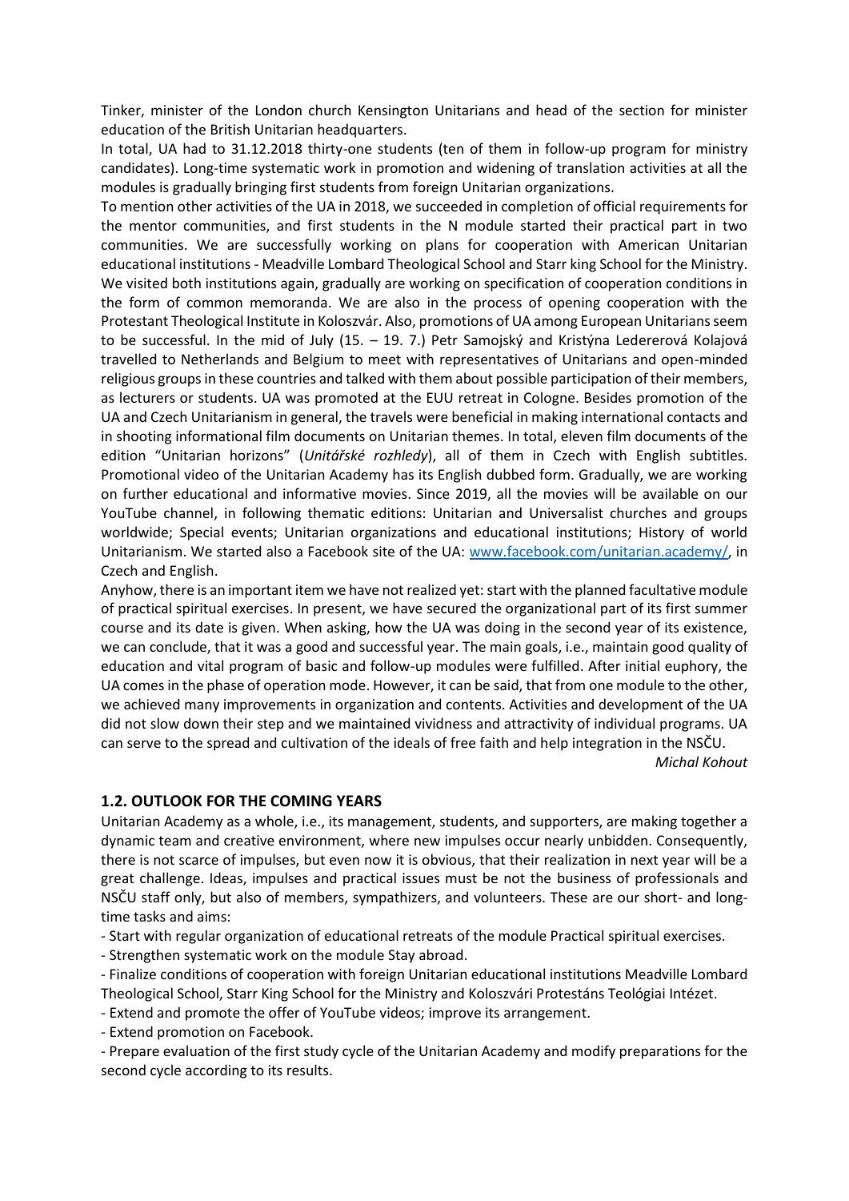Tinker, minister of the London church Kensington Unitarians and head of the section for minister education of the British Unitarian headquarters.

In total, UA had to 31.12.2018 thirty-one students (ten of them in follow-up program for ministry candidates). Long-time systematic work in promotion and widening of translation activities at all the modules is gradually bringing first students from foreign Unitarian organizations.

To mention other activities of the UA in 2018, we succeeded in completion of official requirements for the mentor communities, and first students in the N module started their practical part in two communities. We are successfully working on plans for cooperation with American Unitarian educational institutions - Meadville Lombard Theological School and Starr king School for the Ministry. We visited both institutions again, gradually are working on specification of cooperation conditions in the form of common memoranda. We are also in the process of opening cooperation with the Protestant Theological Institute in Koloszvár. Also, promotions of UA among European Unitarians seem to be successful. In the mid of July (15. – 19. 7.) Petr Samojský and Kristýna Ledererová Kolajová travelled to Netherlands and Belgium to meet with representatives of Unitarians and open-minded religious groups in these countries and talked with them about possible participation of their members, as lecturers or students. UA was promoted at the EUU retreat in Cologne. Besides promotion of the UA and Czech Unitarianism in general, the travels were beneficial in making international contacts and in shooting informational film documents on Unitarian themes. In total, eleven film documents of the edition "Unitarian horizons" (*Unitářské rozhledy*), all of them in Czech with English subtitles. Promotional video of the Unitarian Academy has its English dubbed form. Gradually, we are working on further educational and informative movies. Since 2019, all the movies will be available on our YouTube channel, in following thematic editions: Unitarian and Universalist churches and groups worldwide; Special events; Unitarian organizations and educational institutions; History of world Unitarianism. We started also a Facebook site of the UA: [www.facebook.com/unitarian.academy/](www.facebook.com/unitarian.academy/), in Czech and English.

Anyhow, there is an important item we have not realized yet: start with the planned facultative module of practical spiritual exercises. In present, we have secured the organizational part of its first summer course and its date is given. When asking, how the UA was doing in the second year of its existence, we can conclude, that it was a good and successful year. The main goals, i.e., maintain good quality of education and vital program of basic and follow-up modules were fulfilled. After initial euphory, the UA comes in the phase of operation mode. However, it can be said, that from one module to the other, we achieved many improvements in organization and contents. Activities and development of the UA did not slow down their step and we maintained vividness and attractivity of individual programs. UA can serve to the spread and cultivation of the ideals of free faith and help integration in the NSČU.

*Michal Kohout*

### 1.2. OUTLOOK FOR THE COMING YEARS

Unitarian Academy as a whole, i.e., its management, students, and supporters, are making together a dynamic team and creative environment, where new impulses occur nearly unbidden. Consequently, there is not scarce of impulses, but even now it is obvious, that their realization in next year will be a great challenge. Ideas, impulses and practical issues must be not the business of professionals and NSČU staff only, but also of members, sympathizers, and volunteers. These are our short- and long-time tasks and aims:

- Start with regular organization of educational retreats of the module Practical spiritual exercises.
- Strengthen systematic work on the module Stay abroad.
- Finalize conditions of cooperation with foreign Unitarian educational institutions Meadville Lombard Theological School, Starr King School for the Ministry and Koloszvári Protestáns Teológiai Intézet.
- Extend and promote the offer of YouTube videos; improve its arrangement.
- Extend promotion on Facebook.
- Prepare evaluation of the first study cycle of the Unitarian Academy and modify preparations for the second cycle according to its results.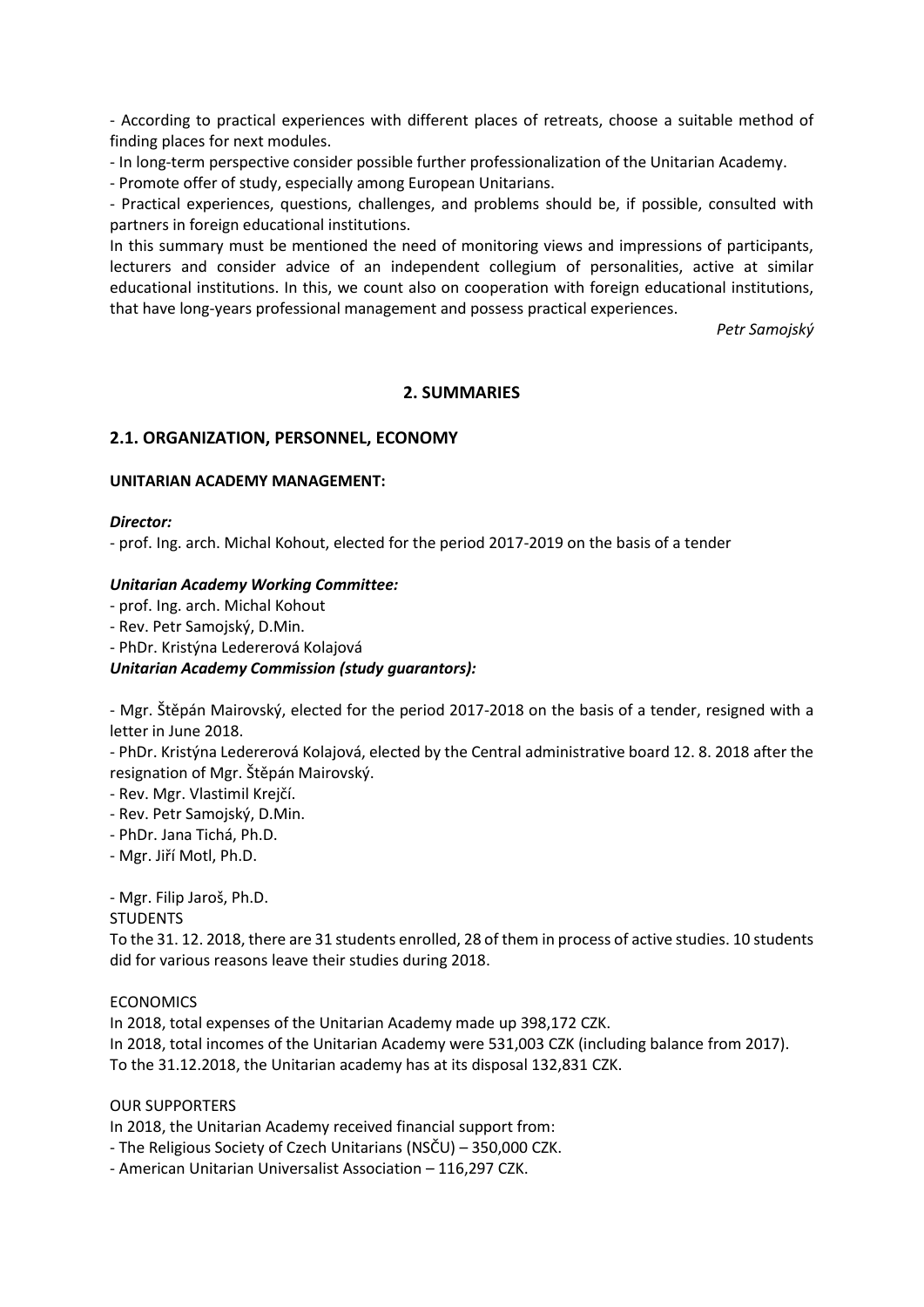- According to practical experiences with different places of retreats, choose a suitable method of finding places for next modules.
- In long-term perspective consider possible further professionalization of the Unitarian Academy.
- Promote offer of study, especially among European Unitarians.
- Practical experiences, questions, challenges, and problems should be, if possible, consulted with partners in foreign educational institutions.

In this summary must be mentioned the need of monitoring views and impressions of participants, lecturers and consider advice of an independent collegium of personalities, active at similar educational institutions. In this, we count also on cooperation with foreign educational institutions, that have long-years professional management and possess practical experiences.

*Petr Samojský*

## 2. SUMMARIES

### 2.1. ORGANIZATION, PERSONNEL, ECONOMY

**UNITARIAN ACADEMY MANAGEMENT:**

***Director:***

- prof. Ing. arch. Michal Kohout, elected for the period 2017-2019 on the basis of a tender

***Unitarian Academy Working Committee:***

- prof. Ing. arch. Michal Kohout
- Rev. Petr Samojský, D.Min.
- PhDr. Kristýna Ledererová Kolajová

***Unitarian Academy Commission (study guarantors):***

- Mgr. Štěpán Mairovský, elected for the period 2017-2018 on the basis of a tender, resigned with a letter in June 2018.
- PhDr. Kristýna Ledererová Kolajová, elected by the Central administrative board 12. 8. 2018 after the resignation of Mgr. Štěpán Mairovský.
- Rev. Mgr. Vlastimil Krejčí.
- Rev. Petr Samojský, D.Min.
- PhDr. Jana Tichá, Ph.D.
- Mgr. Jiří Motl, Ph.D.
- Mgr. Filip Jaroš, Ph.D.

STUDENTS

To the 31. 12. 2018, there are 31 students enrolled, 28 of them in process of active studies. 10 students did for various reasons leave their studies during 2018.

ECONOMICS

In 2018, total expenses of the Unitarian Academy made up 398,172 CZK.
In 2018, total incomes of the Unitarian Academy were 531,003 CZK (including balance from 2017).
To the 31.12.2018, the Unitarian academy has at its disposal 132,831 CZK.

OUR SUPPORTERS

In 2018, the Unitarian Academy received financial support from:

- The Religious Society of Czech Unitarians (NSČU) – 350,000 CZK.
- American Unitarian Universalist Association – 116,297 CZK.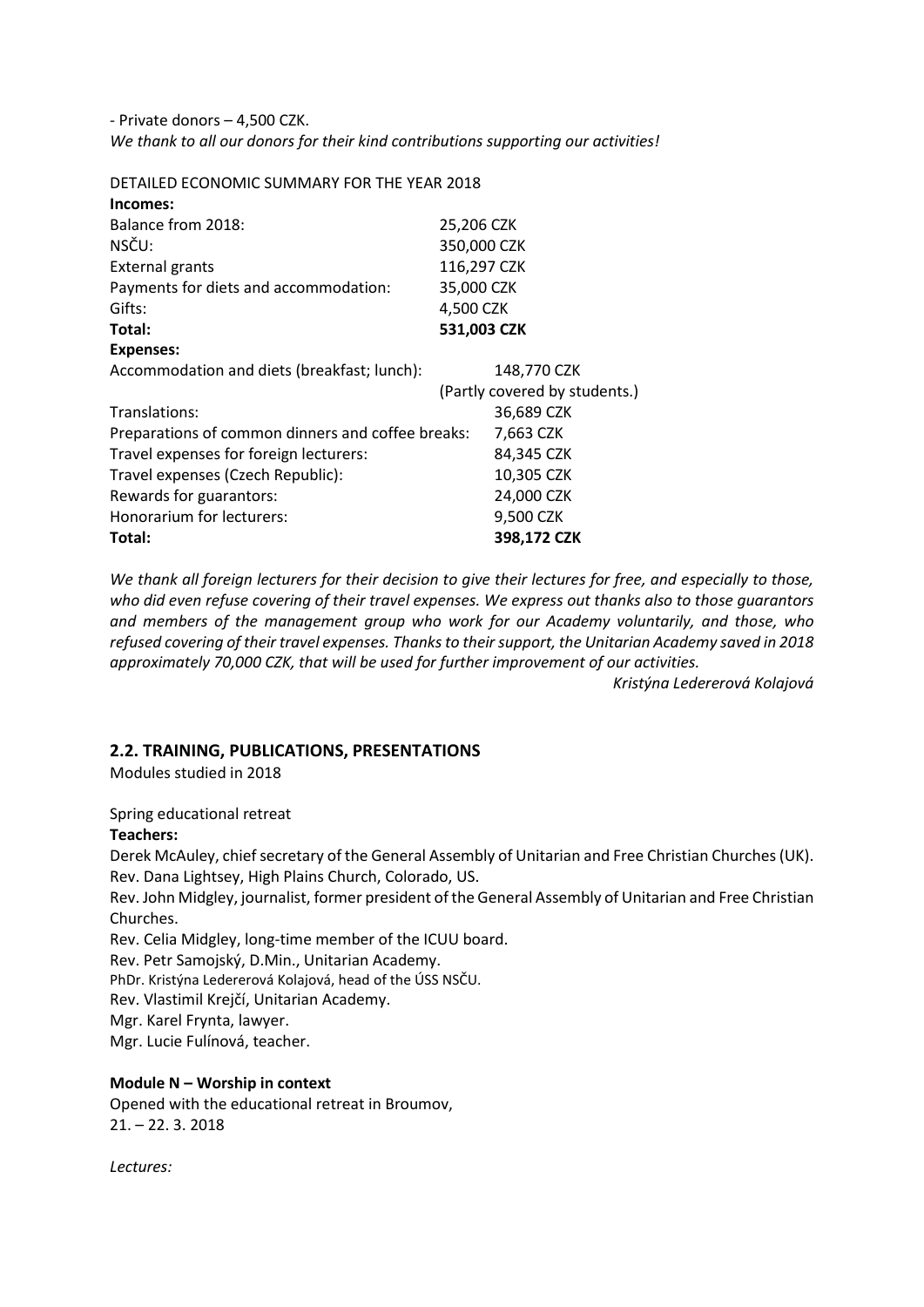- Private donors – 4,500 CZK.

*We thank to all our donors for their kind contributions supporting our activities!*

DETAILED ECONOMIC SUMMARY FOR THE YEAR 2018

**Incomes:**

| | |
|---|---|
| Balance from 2018: | 25,206 CZK |
| NSČU: | 350,000 CZK |
| External grants | 116,297 CZK |
| Payments for diets and accommodation: | 35,000 CZK |
| Gifts: | 4,500 CZK |
| **Total:** | **531,003 CZK** |

**Expenses:**

| | |
|---|---|
| Accommodation and diets (breakfast; lunch): | 148,770 CZK (Partly covered by students.) |
| Translations: | 36,689 CZK |
| Preparations of common dinners and coffee breaks: | 7,663 CZK |
| Travel expenses for foreign lecturers: | 84,345 CZK |
| Travel expenses (Czech Republic): | 10,305 CZK |
| Rewards for guarantors: | 24,000 CZK |
| Honorarium for lecturers: | 9,500 CZK |
| **Total:** | **398,172 CZK** |

*We thank all foreign lecturers for their decision to give their lectures for free, and especially to those, who did even refuse covering of their travel expenses. We express out thanks also to those guarantors and members of the management group who work for our Academy voluntarily, and those, who refused covering of their travel expenses. Thanks to their support, the Unitarian Academy saved in 2018 approximately 70,000 CZK, that will be used for further improvement of our activities.*

*Kristýna Ledererová Kolajová*

## 2.2. TRAINING, PUBLICATIONS, PRESENTATIONS

Modules studied in 2018

Spring educational retreat

**Teachers:**

Derek McAuley, chief secretary of the General Assembly of Unitarian and Free Christian Churches (UK).
Rev. Dana Lightsey, High Plains Church, Colorado, US.
Rev. John Midgley, journalist, former president of the General Assembly of Unitarian and Free Christian Churches.
Rev. Celia Midgley, long-time member of the ICUU board.
Rev. Petr Samojský, D.Min., Unitarian Academy.
PhDr. Kristýna Ledererová Kolajová, head of the ÚSS NSČU.
Rev. Vlastimil Krejčí, Unitarian Academy.
Mgr. Karel Frynta, lawyer.
Mgr. Lucie Fulínová, teacher.

**Module N – Worship in context**

Opened with the educational retreat in Broumov,
21. – 22. 3. 2018

*Lectures:*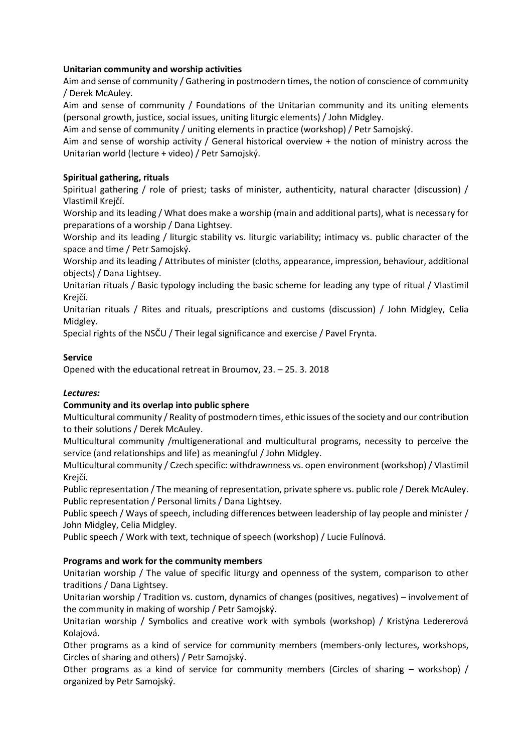**Unitarian community and worship activities**

Aim and sense of community / Gathering in postmodern times, the notion of conscience of community / Derek McAuley.

Aim and sense of community / Foundations of the Unitarian community and its uniting elements (personal growth, justice, social issues, uniting liturgic elements) / John Midgley.

Aim and sense of community / uniting elements in practice (workshop) / Petr Samojský.

Aim and sense of worship activity / General historical overview + the notion of ministry across the Unitarian world (lecture + video) / Petr Samojský.

**Spiritual gathering, rituals**

Spiritual gathering / role of priest; tasks of minister, authenticity, natural character (discussion) / Vlastimil Krejčí.

Worship and its leading / What does make a worship (main and additional parts), what is necessary for preparations of a worship / Dana Lightsey.

Worship and its leading / liturgic stability vs. liturgic variability; intimacy vs. public character of the space and time / Petr Samojský.

Worship and its leading / Attributes of minister (cloths, appearance, impression, behaviour, additional objects) / Dana Lightsey.

Unitarian rituals / Basic typology including the basic scheme for leading any type of ritual / Vlastimil Krejčí.

Unitarian rituals / Rites and rituals, prescriptions and customs (discussion) / John Midgley, Celia Midgley.

Special rights of the NSČU / Their legal significance and exercise / Pavel Frynta.

**Service**

Opened with the educational retreat in Broumov, 23. – 25. 3. 2018

***Lectures:***

**Community and its overlap into public sphere**

Multicultural community / Reality of postmodern times, ethic issues of the society and our contribution to their solutions / Derek McAuley.

Multicultural community /multigenerational and multicultural programs, necessity to perceive the service (and relationships and life) as meaningful / John Midgley.

Multicultural community / Czech specific: withdrawnness vs. open environment (workshop) / Vlastimil Krejčí.

Public representation / The meaning of representation, private sphere vs. public role / Derek McAuley.

Public representation / Personal limits / Dana Lightsey.

Public speech / Ways of speech, including differences between leadership of lay people and minister / John Midgley, Celia Midgley.

Public speech / Work with text, technique of speech (workshop) / Lucie Fulínová.

**Programs and work for the community members**

Unitarian worship / The value of specific liturgy and openness of the system, comparison to other traditions / Dana Lightsey.

Unitarian worship / Tradition vs. custom, dynamics of changes (positives, negatives) – involvement of the community in making of worship / Petr Samojský.

Unitarian worship / Symbolics and creative work with symbols (workshop) / Kristýna Ledererová Kolajová.

Other programs as a kind of service for community members (members-only lectures, workshops, Circles of sharing and others) / Petr Samojský.

Other programs as a kind of service for community members (Circles of sharing – workshop) / organized by Petr Samojský.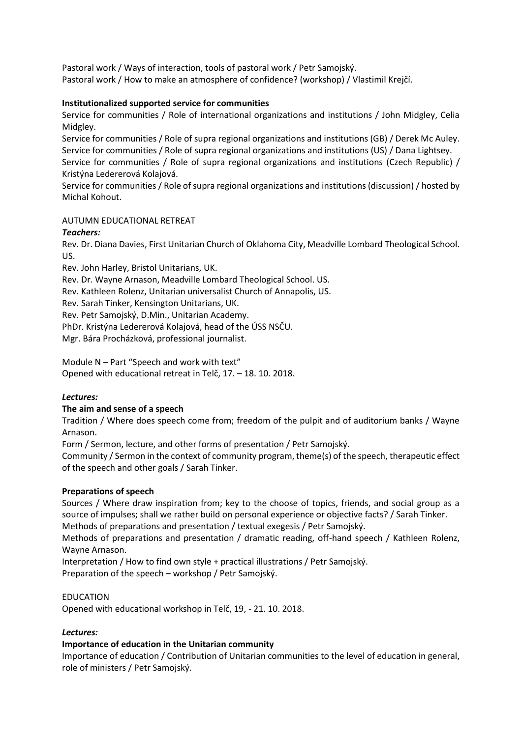Pastoral work / Ways of interaction, tools of pastoral work / Petr Samojský.
Pastoral work / How to make an atmosphere of confidence? (workshop) / Vlastimil Krejčí.

**Institutionalized supported service for communities**

Service for communities / Role of international organizations and institutions / John Midgley, Celia Midgley.
Service for communities / Role of supra regional organizations and institutions (GB) / Derek Mc Auley.
Service for communities / Role of supra regional organizations and institutions (US) / Dana Lightsey.
Service for communities / Role of supra regional organizations and institutions (Czech Republic) / Kristýna Ledererová Kolajová.
Service for communities / Role of supra regional organizations and institutions (discussion) / hosted by Michal Kohout.

AUTUMN EDUCATIONAL RETREAT

***Teachers:***

Rev. Dr. Diana Davies, First Unitarian Church of Oklahoma City, Meadville Lombard Theological School. US.
Rev. John Harley, Bristol Unitarians, UK.
Rev. Dr. Wayne Arnason, Meadville Lombard Theological School. US.
Rev. Kathleen Rolenz, Unitarian universalist Church of Annapolis, US.
Rev. Sarah Tinker, Kensington Unitarians, UK.
Rev. Petr Samojský, D.Min., Unitarian Academy.
PhDr. Kristýna Ledererová Kolajová, head of the ÚSS NSČU.
Mgr. Bára Procházková, professional journalist.

Module N – Part "Speech and work with text"
Opened with educational retreat in Telč, 17. – 18. 10. 2018.

***Lectures:***

**The aim and sense of a speech**

Tradition / Where does speech come from; freedom of the pulpit and of auditorium banks / Wayne Arnason.
Form / Sermon, lecture, and other forms of presentation / Petr Samojský.
Community / Sermon in the context of community program, theme(s) of the speech, therapeutic effect of the speech and other goals / Sarah Tinker.

**Preparations of speech**

Sources / Where draw inspiration from; key to the choose of topics, friends, and social group as a source of impulses; shall we rather build on personal experience or objective facts? / Sarah Tinker.
Methods of preparations and presentation / textual exegesis / Petr Samojský.
Methods of preparations and presentation / dramatic reading, off-hand speech / Kathleen Rolenz, Wayne Arnason.
Interpretation / How to find own style + practical illustrations / Petr Samojský.
Preparation of the speech – workshop / Petr Samojský.

EDUCATION

Opened with educational workshop in Telč, 19, - 21. 10. 2018.

***Lectures:***

**Importance of education in the Unitarian community**

Importance of education / Contribution of Unitarian communities to the level of education in general, role of ministers / Petr Samojský.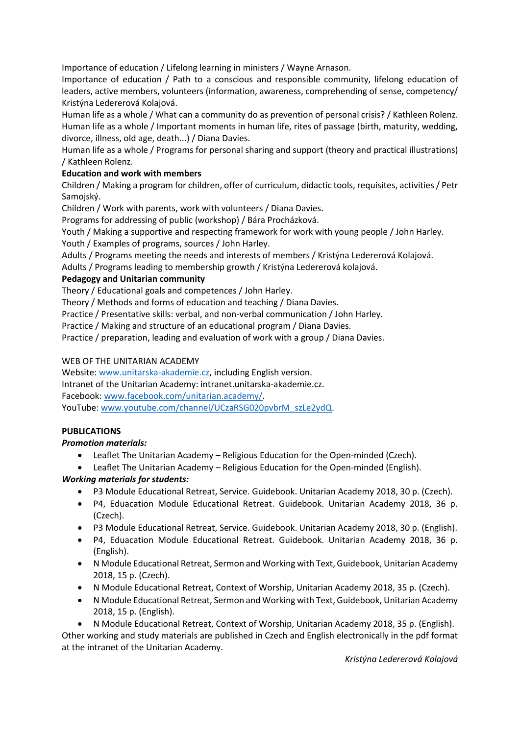Importance of education / Lifelong learning in ministers / Wayne Arnason.

Importance of education / Path to a conscious and responsible community, lifelong education of leaders, active members, volunteers (information, awareness, comprehending of sense, competency/ Kristýna Ledererová Kolajová.

Human life as a whole / What can a community do as prevention of personal crisis? / Kathleen Rolenz.

Human life as a whole / Important moments in human life, rites of passage (birth, maturity, wedding, divorce, illness, old age, death...) / Diana Davies.

Human life as a whole / Programs for personal sharing and support (theory and practical illustrations) / Kathleen Rolenz.

**Education and work with members**

Children / Making a program for children, offer of curriculum, didactic tools, requisites, activities / Petr Samojský.

Children / Work with parents, work with volunteers / Diana Davies.

Programs for addressing of public (workshop) / Bára Procházková.

Youth / Making a supportive and respecting framework for work with young people / John Harley.

Youth / Examples of programs, sources / John Harley.

Adults / Programs meeting the needs and interests of members / Kristýna Ledererová Kolajová.

Adults / Programs leading to membership growth / Kristýna Ledererová kolajová.

**Pedagogy and Unitarian community**

Theory / Educational goals and competences / John Harley.

Theory / Methods and forms of education and teaching / Diana Davies.

Practice / Presentative skills: verbal, and non-verbal communication / John Harley.

Practice / Making and structure of an educational program / Diana Davies.

Practice / preparation, leading and evaluation of work with a group / Diana Davies.

WEB OF THE UNITARIAN ACADEMY

Website: www.unitarska-akademie.cz, including English version.

Intranet of the Unitarian Academy: intranet.unitarska-akademie.cz.

Facebook: www.facebook.com/unitarian.academy/.

YouTube: www.youtube.com/channel/UCzaRSG020pvbrM_szLe2ydQ.

## PUBLICATIONS

***Promotion materials:***

- Leaflet The Unitarian Academy – Religious Education for the Open-minded (Czech).
- Leaflet The Unitarian Academy – Religious Education for the Open-minded (English).

***Working materials for students:***

- P3 Module Educational Retreat, Service. Guidebook. Unitarian Academy 2018, 30 p. (Czech).
- P4, Eduacation Module Educational Retreat. Guidebook. Unitarian Academy 2018, 36 p. (Czech).
- P3 Module Educational Retreat, Service. Guidebook. Unitarian Academy 2018, 30 p. (English).
- P4, Eduacation Module Educational Retreat. Guidebook. Unitarian Academy 2018, 36 p. (English).
- N Module Educational Retreat, Sermon and Working with Text, Guidebook, Unitarian Academy 2018, 15 p. (Czech).
- N Module Educational Retreat, Context of Worship, Unitarian Academy 2018, 35 p. (Czech).
- N Module Educational Retreat, Sermon and Working with Text, Guidebook, Unitarian Academy 2018, 15 p. (English).
- N Module Educational Retreat, Context of Worship, Unitarian Academy 2018, 35 p. (English).

Other working and study materials are published in Czech and English electronically in the pdf format at the intranet of the Unitarian Academy.

*Kristýna Ledererová Kolajová*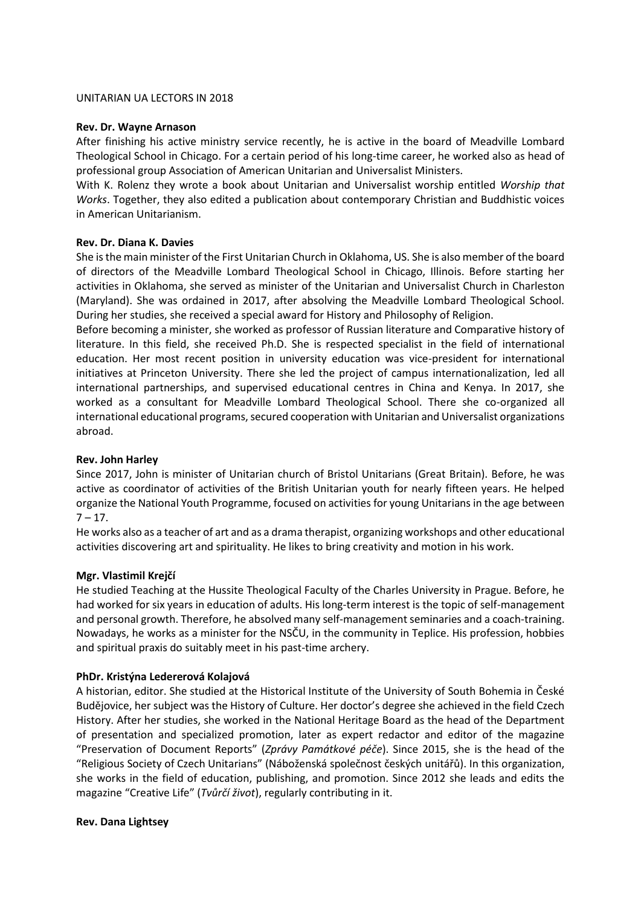UNITARIAN UA LECTORS IN 2018

**Rev. Dr. Wayne Arnason**

After finishing his active ministry service recently, he is active in the board of Meadville Lombard Theological School in Chicago. For a certain period of his long-time career, he worked also as head of professional group Association of American Unitarian and Universalist Ministers.

With K. Rolenz they wrote a book about Unitarian and Universalist worship entitled *Worship that Works*. Together, they also edited a publication about contemporary Christian and Buddhistic voices in American Unitarianism.

**Rev. Dr. Diana K. Davies**

She is the main minister of the First Unitarian Church in Oklahoma, US. She is also member of the board of directors of the Meadville Lombard Theological School in Chicago, Illinois. Before starting her activities in Oklahoma, she served as minister of the Unitarian and Universalist Church in Charleston (Maryland). She was ordained in 2017, after absolving the Meadville Lombard Theological School. During her studies, she received a special award for History and Philosophy of Religion.

Before becoming a minister, she worked as professor of Russian literature and Comparative history of literature. In this field, she received Ph.D. She is respected specialist in the field of international education. Her most recent position in university education was vice-president for international initiatives at Princeton University. There she led the project of campus internationalization, led all international partnerships, and supervised educational centres in China and Kenya. In 2017, she worked as a consultant for Meadville Lombard Theological School. There she co-organized all international educational programs, secured cooperation with Unitarian and Universalist organizations abroad.

**Rev. John Harley**

Since 2017, John is minister of Unitarian church of Bristol Unitarians (Great Britain). Before, he was active as coordinator of activities of the British Unitarian youth for nearly fifteen years. He helped organize the National Youth Programme, focused on activities for young Unitarians in the age between 7 – 17.

He works also as a teacher of art and as a drama therapist, organizing workshops and other educational activities discovering art and spirituality. He likes to bring creativity and motion in his work.

**Mgr. Vlastimil Krejčí**

He studied Teaching at the Hussite Theological Faculty of the Charles University in Prague. Before, he had worked for six years in education of adults. His long-term interest is the topic of self-management and personal growth. Therefore, he absolved many self-management seminaries and a coach-training. Nowadays, he works as a minister for the NSČU, in the community in Teplice. His profession, hobbies and spiritual praxis do suitably meet in his past-time archery.

**PhDr. Kristýna Ledererová Kolajová**

A historian, editor. She studied at the Historical Institute of the University of South Bohemia in České Budějovice, her subject was the History of Culture. Her doctor's degree she achieved in the field Czech History. After her studies, she worked in the National Heritage Board as the head of the Department of presentation and specialized promotion, later as expert redactor and editor of the magazine "Preservation of Document Reports" (*Zprávy Památkové péče*). Since 2015, she is the head of the "Religious Society of Czech Unitarians" (Náboženská společnost českých unitářů). In this organization, she works in the field of education, publishing, and promotion. Since 2012 she leads and edits the magazine "Creative Life" (*Tvůrčí život*), regularly contributing in it.

**Rev. Dana Lightsey**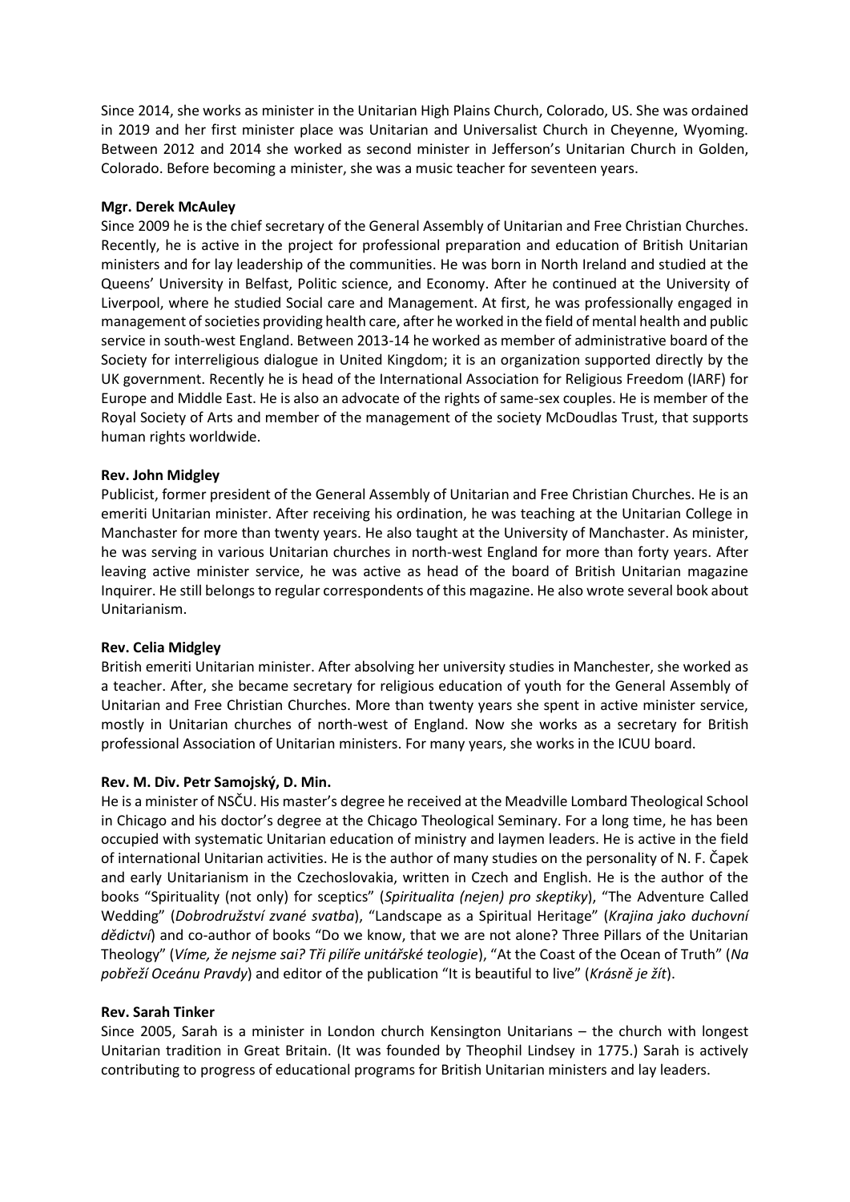Since 2014, she works as minister in the Unitarian High Plains Church, Colorado, US. She was ordained in 2019 and her first minister place was Unitarian and Universalist Church in Cheyenne, Wyoming. Between 2012 and 2014 she worked as second minister in Jefferson's Unitarian Church in Golden, Colorado. Before becoming a minister, she was a music teacher for seventeen years.

**Mgr. Derek McAuley**

Since 2009 he is the chief secretary of the General Assembly of Unitarian and Free Christian Churches. Recently, he is active in the project for professional preparation and education of British Unitarian ministers and for lay leadership of the communities. He was born in North Ireland and studied at the Queens' University in Belfast, Politic science, and Economy. After he continued at the University of Liverpool, where he studied Social care and Management. At first, he was professionally engaged in management of societies providing health care, after he worked in the field of mental health and public service in south-west England. Between 2013-14 he worked as member of administrative board of the Society for interreligious dialogue in United Kingdom; it is an organization supported directly by the UK government. Recently he is head of the International Association for Religious Freedom (IARF) for Europe and Middle East. He is also an advocate of the rights of same-sex couples. He is member of the Royal Society of Arts and member of the management of the society McDoudlas Trust, that supports human rights worldwide.

**Rev. John Midgley**

Publicist, former president of the General Assembly of Unitarian and Free Christian Churches. He is an emeriti Unitarian minister. After receiving his ordination, he was teaching at the Unitarian College in Manchester for more than twenty years. He also taught at the University of Manchester. As minister, he was serving in various Unitarian churches in north-west England for more than forty years. After leaving active minister service, he was active as head of the board of British Unitarian magazine Inquirer. He still belongs to regular correspondents of this magazine. He also wrote several book about Unitarianism.

**Rev. Celia Midgley**

British emeriti Unitarian minister. After absolving her university studies in Manchester, she worked as a teacher. After, she became secretary for religious education of youth for the General Assembly of Unitarian and Free Christian Churches. More than twenty years she spent in active minister service, mostly in Unitarian churches of north-west of England. Now she works as a secretary for British professional Association of Unitarian ministers. For many years, she works in the ICUU board.

**Rev. M. Div. Petr Samojský, D. Min.**

He is a minister of NSČU. His master's degree he received at the Meadville Lombard Theological School in Chicago and his doctor's degree at the Chicago Theological Seminary. For a long time, he has been occupied with systematic Unitarian education of ministry and laymen leaders. He is active in the field of international Unitarian activities. He is the author of many studies on the personality of N. F. Čapek and early Unitarianism in the Czechoslovakia, written in Czech and English. He is the author of the books "Spirituality (not only) for sceptics" (*Spiritualita (nejen) pro skeptiky*), "The Adventure Called Wedding" (*Dobrodružství zvané svatba*), "Landscape as a Spiritual Heritage" (*Krajina jako duchovní dědictví*) and co-author of books "Do we know, that we are not alone? Three Pillars of the Unitarian Theology" (*Víme, že nejsme sai? Tři pilíře unitářské teologie*), "At the Coast of the Ocean of Truth" (*Na pobřeží Oceánu Pravdy*) and editor of the publication "It is beautiful to live" (*Krásně je žít*).

**Rev. Sarah Tinker**

Since 2005, Sarah is a minister in London church Kensington Unitarians – the church with longest Unitarian tradition in Great Britain. (It was founded by Theophil Lindsey in 1775.) Sarah is actively contributing to progress of educational programs for British Unitarian ministers and lay leaders.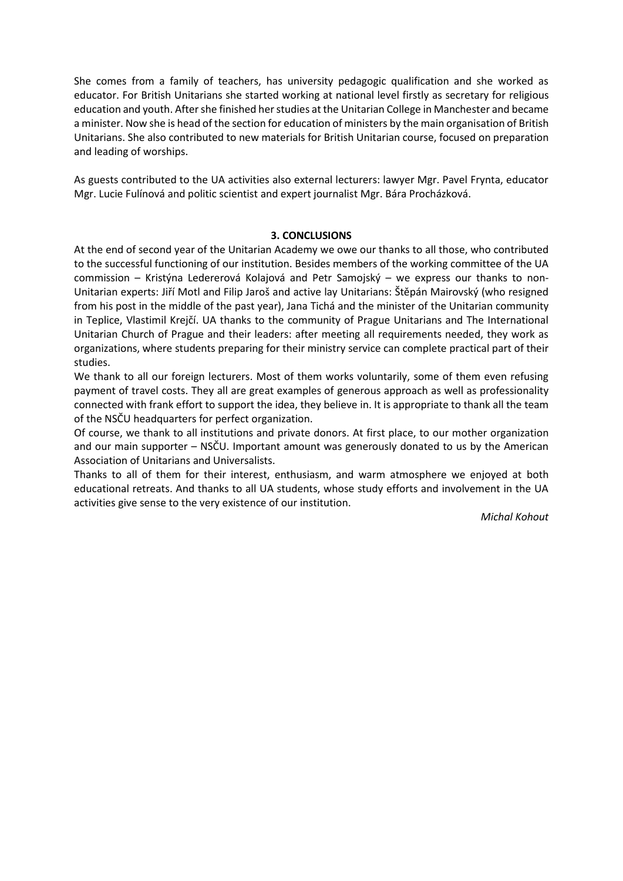She comes from a family of teachers, has university pedagogic qualification and she worked as educator. For British Unitarians she started working at national level firstly as secretary for religious education and youth. After she finished her studies at the Unitarian College in Manchester and became a minister. Now she is head of the section for education of ministers by the main organisation of British Unitarians. She also contributed to new materials for British Unitarian course, focused on preparation and leading of worships.

As guests contributed to the UA activities also external lecturers: lawyer Mgr. Pavel Frynta, educator Mgr. Lucie Fulínová and politic scientist and expert journalist Mgr. Bára Procházková.

## 3. CONCLUSIONS

At the end of second year of the Unitarian Academy we owe our thanks to all those, who contributed to the successful functioning of our institution. Besides members of the working committee of the UA commission – Kristýna Ledererová Kolajová and Petr Samojský – we express our thanks to non-Unitarian experts: Jiří Motl and Filip Jaroš and active lay Unitarians: Štěpán Mairovský (who resigned from his post in the middle of the past year), Jana Tichá and the minister of the Unitarian community in Teplice, Vlastimil Krejčí. UA thanks to the community of Prague Unitarians and The International Unitarian Church of Prague and their leaders: after meeting all requirements needed, they work as organizations, where students preparing for their ministry service can complete practical part of their studies.

We thank to all our foreign lecturers. Most of them works voluntarily, some of them even refusing payment of travel costs. They all are great examples of generous approach as well as professionality connected with frank effort to support the idea, they believe in. It is appropriate to thank all the team of the NSČU headquarters for perfect organization.

Of course, we thank to all institutions and private donors. At first place, to our mother organization and our main supporter – NSČU. Important amount was generously donated to us by the American Association of Unitarians and Universalists.

Thanks to all of them for their interest, enthusiasm, and warm atmosphere we enjoyed at both educational retreats. And thanks to all UA students, whose study efforts and involvement in the UA activities give sense to the very existence of our institution.

*Michal Kohout*